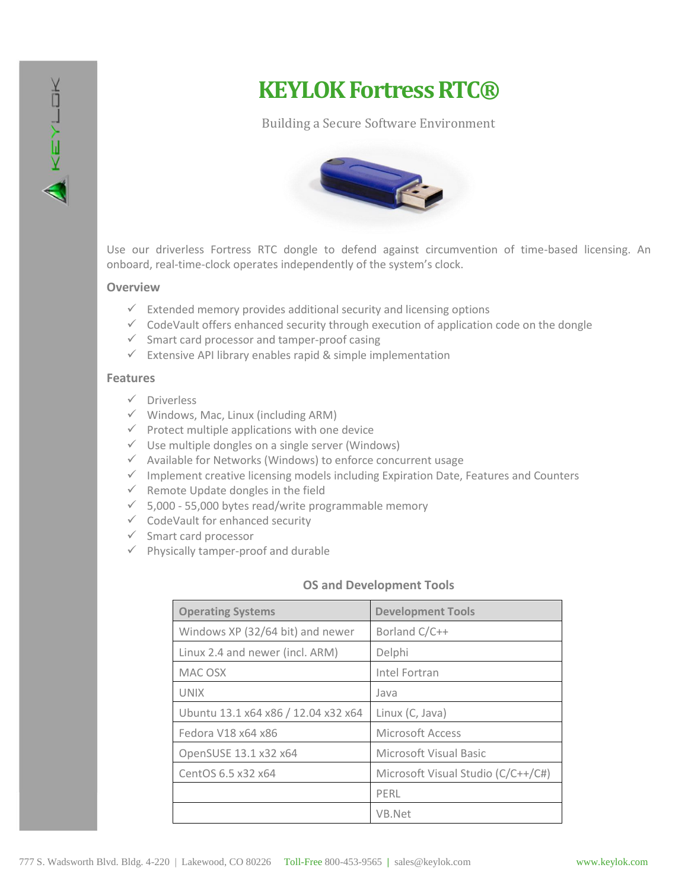# KEYLOK Fortress RTC®

Building a Secure Software Environment

Use our driverless Fortress RTC dongle to defend against circumvention of time-based licensing. An onboard, real-time-clock operates independently of the system's clock.

## Overview

- ✓ Extended memory provides additional security and licensing options
- ✓ CodeVault offers enhanced security through execution of application code on the dongle
- ✓ Smart card processor and tamper-proof casing
- ✓ Extensive API library enables rapid & simple implementation

## Features

- ✓ Driverless
- ✓ Windows, Mac, Linux (including ARM)
- ✓ Protect multiple applications with one device
- ✓ Use multiple dongles on a single server (Windows)
- ✓ Available for Networks (Windows) to enforce concurrent usage
- ✓ Implement creative licensing models including Expiration Date, Features and Counters
- ✓ Remote Update dongles in the field
- ✓ 5,000 - 55,000 bytes read/write programmable memory
- ✓ CodeVault for enhanced security
- ✓ Smart card processor
- ✓ Physically tamper-proof and durable

### OS and Development Tools

| Operating Systems | Development Tools |
|---|---|
| Windows XP (32/64 bit) and newer | Borland C/C++ |
| Linux 2.4 and newer (incl. ARM) | Delphi |
| MAC OSX | Intel Fortran |
| UNIX | Java |
| Ubuntu 13.1 x64 x86 / 12.04 x32 x64 | Linux (C, Java) |
| Fedora V18 x64 x86 | Microsoft Access |
| OpenSUSE 13.1 x32 x64 | Microsoft Visual Basic |
| CentOS 6.5 x32 x64 | Microsoft Visual Studio (C/C++/C#) |
| | PERL |
| | VB.Net |

777 S. Wadsworth Blvd. Bldg. 4-220 | Lakewood, CO 80226 Toll-Free 800-453-9565 | sales@keylok.com www.keylok.com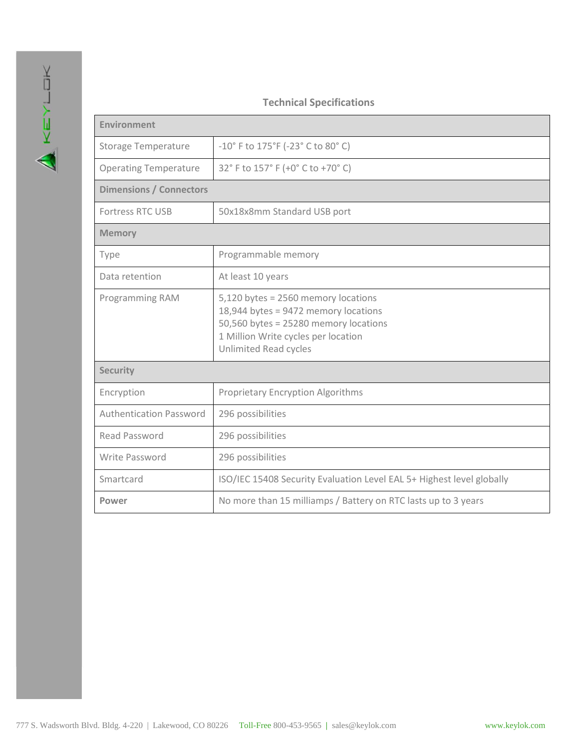## Technical Specifications

| | |
|---|---|
| **Environment** | |
| Storage Temperature | -10° F to 175°F (-23° C to 80° C) |
| Operating Temperature | 32° F to 157° F (+0° C to +70° C) |
| **Dimensions / Connectors** | |
| Fortress RTC USB | 50x18x8mm Standard USB port |
| **Memory** | |
| Type | Programmable memory |
| Data retention | At least 10 years |
| Programming RAM | 5,120 bytes = 2560 memory locations<br>18,944 bytes = 9472 memory locations<br>50,560 bytes = 25280 memory locations<br>1 Million Write cycles per location<br>Unlimited Read cycles |
| **Security** | |
| Encryption | Proprietary Encryption Algorithms |
| Authentication Password | 296 possibilities |
| Read Password | 296 possibilities |
| Write Password | 296 possibilities |
| Smartcard | ISO/IEC 15408 Security Evaluation Level EAL 5+ Highest level globally |
| **Power** | No more than 15 milliamps / Battery on RTC lasts up to 3 years |

777 S. Wadsworth Blvd. Bldg. 4-220 | Lakewood, CO 80226 Toll-Free 800-453-9565 | sales@keylok.com www.keylok.com